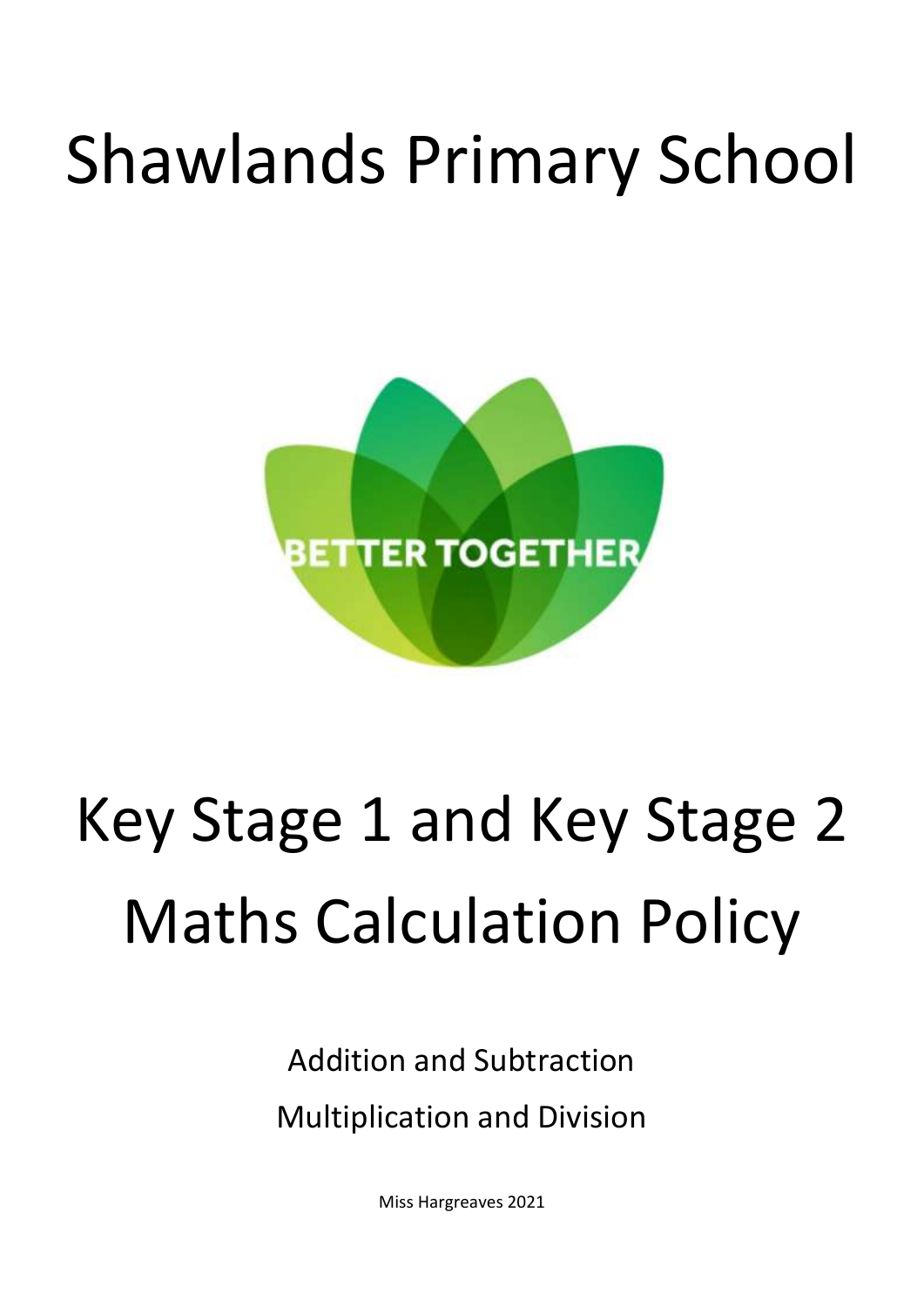# Shawlands Primary School

BETTER TOGETHER

# Key Stage 1 and Key Stage 2 Maths Calculation Policy

Addition and Subtraction

Multiplication and Division

Miss Hargreaves 2021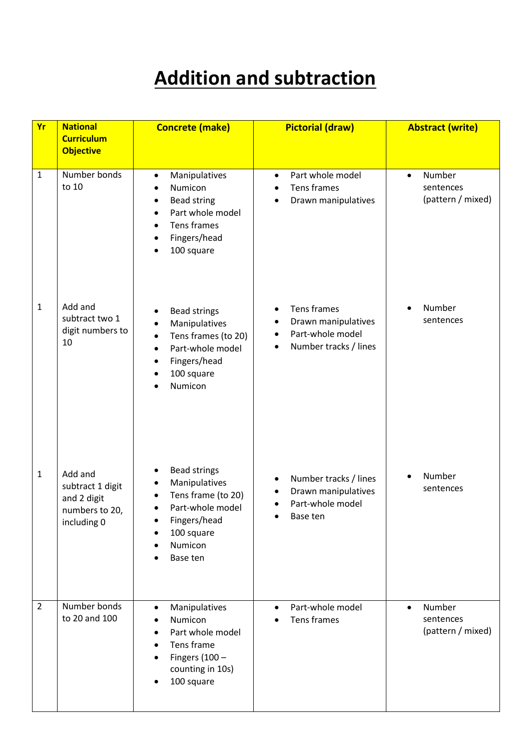# Addition and subtraction

| Yr | National Curriculum Objective | Concrete (make) | Pictorial (draw) | Abstract (write) |
|---|---|---|---|---|
| 1 | Number bonds to 10 | • Manipulatives<br>• Numicon<br>• Bead string<br>• Part whole model<br>• Tens frames<br>• Fingers/head<br>• 100 square | • Part whole model<br>• Tens frames<br>• Drawn manipulatives | • Number sentences (pattern / mixed) |
| 1 | Add and subtract two 1 digit numbers to 10 | • Bead strings<br>• Manipulatives<br>• Tens frames (to 20)<br>• Part-whole model<br>• Fingers/head<br>• 100 square<br>• Numicon | • Tens frames<br>• Drawn manipulatives<br>• Part-whole model<br>• Number tracks / lines | • Number sentences |
| 1 | Add and subtract 1 digit and 2 digit numbers to 20, including 0 | • Bead strings<br>• Manipulatives<br>• Tens frame (to 20)<br>• Part-whole model<br>• Fingers/head<br>• 100 square<br>• Numicon<br>• Base ten | • Number tracks / lines<br>• Drawn manipulatives<br>• Part-whole model<br>• Base ten | • Number sentences |
| 2 | Number bonds to 20 and 100 | • Manipulatives<br>• Numicon<br>• Part whole model<br>• Tens frame<br>• Fingers (100 – counting in 10s)<br>• 100 square | • Part-whole model<br>• Tens frames | • Number sentences (pattern / mixed) |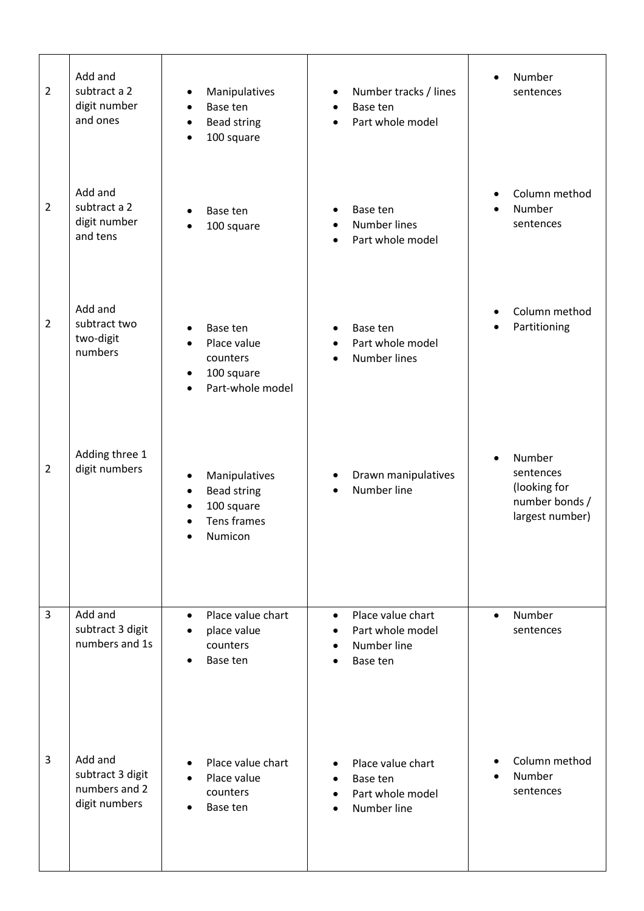| | | | | |
|---|---|---|---|---|
| 2 | Add and subtract a 2 digit number and ones | • Manipulatives<br>• Base ten<br>• Bead string<br>• 100 square | • Number tracks / lines<br>• Base ten<br>• Part whole model | • Number sentences |
| 2 | Add and subtract a 2 digit number and tens | • Base ten<br>• 100 square | • Base ten<br>• Number lines<br>• Part whole model | • Column method<br>• Number sentences |
| 2 | Add and subtract two two-digit numbers | • Base ten<br>• Place value counters<br>• 100 square<br>• Part-whole model | • Base ten<br>• Part whole model<br>• Number lines | • Column method<br>• Partitioning |
| 2 | Adding three 1 digit numbers | • Manipulatives<br>• Bead string<br>• 100 square<br>• Tens frames<br>• Numicon | • Drawn manipulatives<br>• Number line | • Number sentences (looking for number bonds / largest number) |
| 3 | Add and subtract 3 digit numbers and 1s | • Place value chart<br>• place value counters<br>• Base ten | • Place value chart<br>• Part whole model<br>• Number line<br>• Base ten | • Number sentences |
| 3 | Add and subtract 3 digit numbers and 2 digit numbers | • Place value chart<br>• Place value counters<br>• Base ten | • Place value chart<br>• Base ten<br>• Part whole model<br>• Number line | • Column method<br>• Number sentences |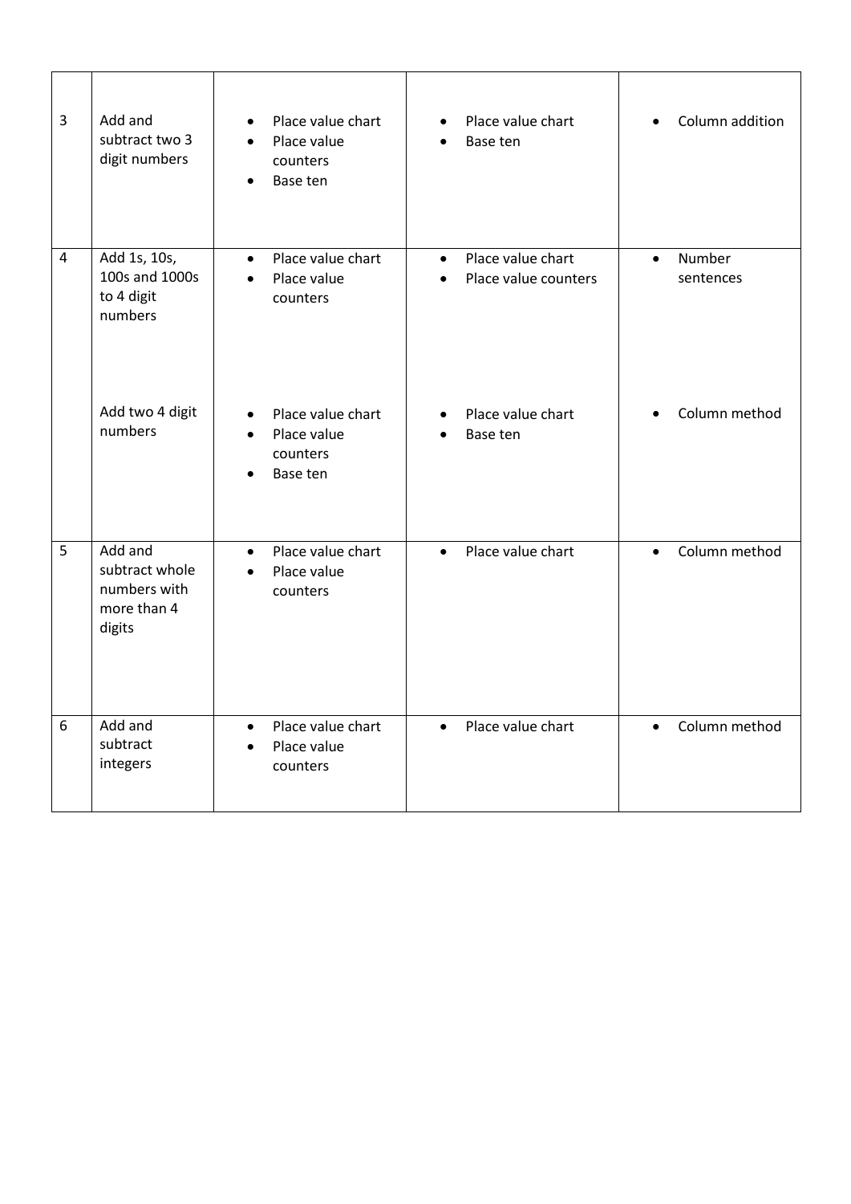| | | | | |
|---|---|---|---|---|
| 3 | Add and subtract two 3 digit numbers | • Place value chart<br>• Place value counters<br>• Base ten | • Place value chart<br>• Base ten | • Column addition |
| 4 | Add 1s, 10s, 100s and 1000s to 4 digit numbers | • Place value chart<br>• Place value counters | • Place value chart<br>• Place value counters | • Number sentences |
| | Add two 4 digit numbers | • Place value chart<br>• Place value counters<br>• Base ten | • Place value chart<br>• Base ten | • Column method |
| 5 | Add and subtract whole numbers with more than 4 digits | • Place value chart<br>• Place value counters | • Place value chart | • Column method |
| 6 | Add and subtract integers | • Place value chart<br>• Place value counters | • Place value chart | • Column method |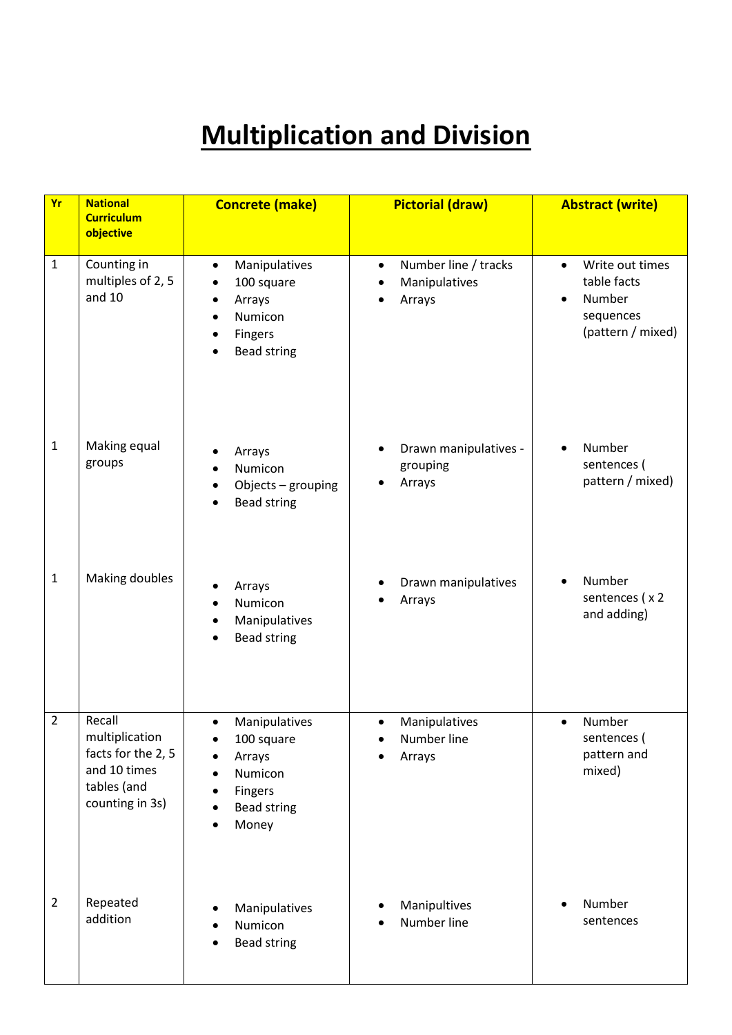# Multiplication and Division

| Yr | National Curriculum objective | Concrete (make) | Pictorial (draw) | Abstract (write) |
|---|---|---|---|---|
| 1 | Counting in multiples of 2, 5 and 10 | • Manipulatives<br>• 100 square<br>• Arrays<br>• Numicon<br>• Fingers<br>• Bead string | • Number line / tracks<br>• Manipulatives<br>• Arrays | • Write out times table facts<br>• Number sequences (pattern / mixed) |
| 1 | Making equal groups | • Arrays<br>• Numicon<br>• Objects – grouping<br>• Bead string | • Drawn manipulatives - grouping<br>• Arrays | • Number sentences ( pattern / mixed) |
| 1 | Making doubles | • Arrays<br>• Numicon<br>• Manipulatives<br>• Bead string | • Drawn manipulatives<br>• Arrays | • Number sentences ( x 2 and adding) |
| 2 | Recall multiplication facts for the 2, 5 and 10 times tables (and counting in 3s) | • Manipulatives<br>• 100 square<br>• Arrays<br>• Numicon<br>• Fingers<br>• Bead string<br>• Money | • Manipulatives<br>• Number line<br>• Arrays | • Number sentences ( pattern and mixed) |
| 2 | Repeated addition | • Manipulatives<br>• Numicon<br>• Bead string | • Manipultives<br>• Number line | • Number sentences |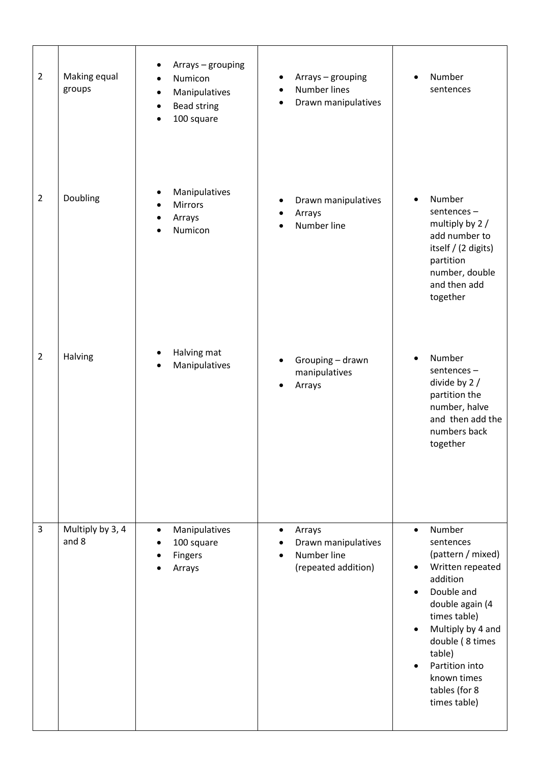| | | | | |
|---|---|---|---|---|
| 2 | Making equal groups | <ul><li>Arrays – grouping</li><li>Numicon</li><li>Manipulatives</li><li>Bead string</li><li>100 square</li></ul> | <ul><li>Arrays – grouping</li><li>Number lines</li><li>Drawn manipulatives</li></ul> | <ul><li>Number sentences</li></ul> |
| 2 | Doubling | <ul><li>Manipulatives</li><li>Mirrors</li><li>Arrays</li><li>Numicon</li></ul> | <ul><li>Drawn manipulatives</li><li>Arrays</li><li>Number line</li></ul> | <ul><li>Number sentences – multiply by 2 / add number to itself / (2 digits) partition number, double and then add together</li></ul> |
| 2 | Halving | <ul><li>Halving mat</li><li>Manipulatives</li></ul> | <ul><li>Grouping – drawn manipulatives</li><li>Arrays</li></ul> | <ul><li>Number sentences – divide by 2 / partition the number, halve and then add the numbers back together</li></ul> |
| 3 | Multiply by 3, 4 and 8 | <ul><li>Manipulatives</li><li>100 square</li><li>Fingers</li><li>Arrays</li></ul> | <ul><li>Arrays</li><li>Drawn manipulatives</li><li>Number line (repeated addition)</li></ul> | <ul><li>Number sentences (pattern / mixed)</li><li>Written repeated addition</li><li>Double and double again (4 times table)</li><li>Multiply by 4 and double ( 8 times table)</li><li>Partition into known times tables (for 8 times table)</li></ul> |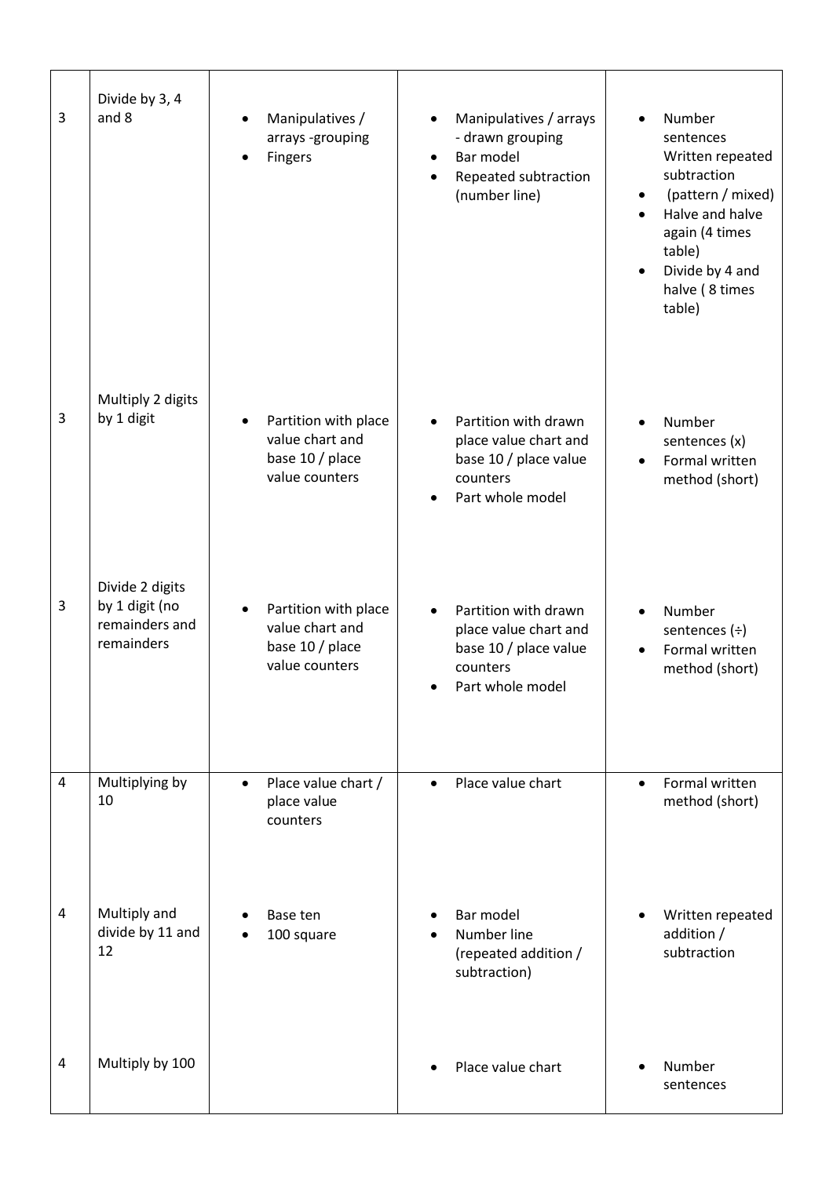| | | | | |
|---|---|---|---|---|
| 3 | Divide by 3, 4 and 8 | • Manipulatives / arrays -grouping<br>• Fingers | • Manipulatives / arrays - drawn grouping<br>• Bar model<br>• Repeated subtraction (number line) | • Number sentences Written repeated subtraction<br>• (pattern / mixed)<br>• Halve and halve again (4 times table)<br>• Divide by 4 and halve ( 8 times table) |
| 3 | Multiply 2 digits by 1 digit | • Partition with place value chart and base 10 / place value counters | • Partition with drawn place value chart and base 10 / place value counters<br>• Part whole model | • Number sentences (x)<br>• Formal written method (short) |
| 3 | Divide 2 digits by 1 digit (no remainders and remainders | • Partition with place value chart and base 10 / place value counters | • Partition with drawn place value chart and base 10 / place value counters<br>• Part whole model | • Number sentences (÷)<br>• Formal written method (short) |
| 4 | Multiplying by 10 | • Place value chart / place value counters | • Place value chart | • Formal written method (short) |
| 4 | Multiply and divide by 11 and 12 | • Base ten<br>• 100 square | • Bar model<br>• Number line (repeated addition / subtraction) | • Written repeated addition / subtraction |
| 4 | Multiply by 100 | | • Place value chart | • Number sentences |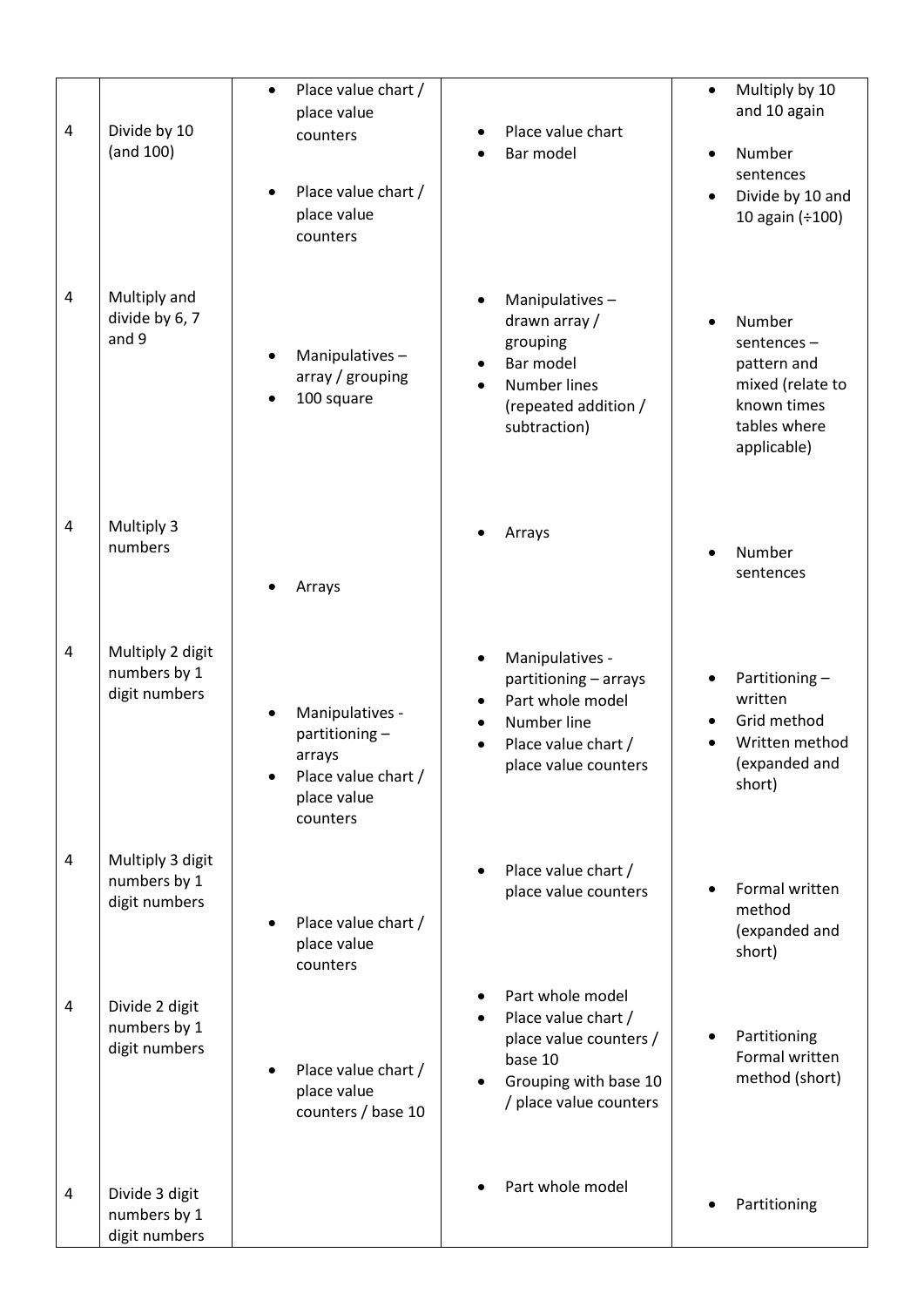| | | | | |
|---|---|---|---|---|
| 4 | Divide by 10 (and 100) | • Place value chart / place value counters<br>• Place value chart / place value counters | • Place value chart<br>• Bar model | • Multiply by 10 and 10 again<br>• Number sentences<br>• Divide by 10 and 10 again (÷100) |
| 4 | Multiply and divide by 6, 7 and 9 | • Manipulatives – array / grouping<br>• 100 square | • Manipulatives – drawn array / grouping<br>• Bar model<br>• Number lines (repeated addition / subtraction) | • Number sentences – pattern and mixed (relate to known times tables where applicable) |
| 4 | Multiply 3 numbers | • Arrays | • Arrays | • Number sentences |
| 4 | Multiply 2 digit numbers by 1 digit numbers | • Manipulatives - partitioning – arrays<br>• Place value chart / place value counters | • Manipulatives - partitioning – arrays<br>• Part whole model<br>• Number line<br>• Place value chart / place value counters | • Partitioning – written<br>• Grid method<br>• Written method (expanded and short) |
| 4 | Multiply 3 digit numbers by 1 digit numbers | • Place value chart / place value counters | • Place value chart / place value counters | • Formal written method (expanded and short) |
| 4 | Divide 2 digit numbers by 1 digit numbers | • Place value chart / place value counters / base 10 | • Part whole model<br>• Place value chart / place value counters / base 10<br>• Grouping with base 10 / place value counters | • Partitioning Formal written method (short) |
| 4 | Divide 3 digit numbers by 1 digit numbers | | • Part whole model | • Partitioning |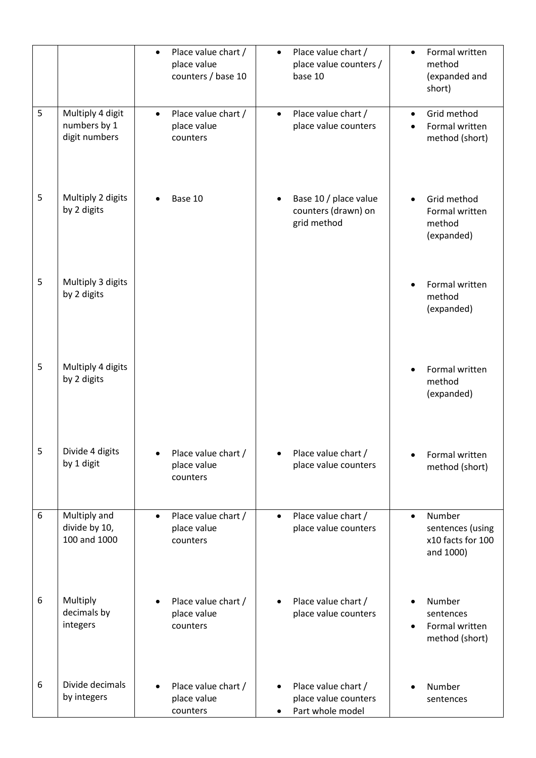| | | | | |
|---|---|---|---|---|
| | | • Place value chart / place value counters / base 10 | • Place value chart / place value counters / base 10 | • Formal written method (expanded and short) |
| 5 | Multiply 4 digit numbers by 1 digit numbers | • Place value chart / place value counters | • Place value chart / place value counters | • Grid method<br>• Formal written method (short) |
| 5 | Multiply 2 digits by 2 digits | • Base 10 | • Base 10 / place value counters (drawn) on grid method | • Grid method Formal written method (expanded) |
| 5 | Multiply 3 digits by 2 digits | | | • Formal written method (expanded) |
| 5 | Multiply 4 digits by 2 digits | | | • Formal written method (expanded) |
| 5 | Divide 4 digits by 1 digit | • Place value chart / place value counters | • Place value chart / place value counters | • Formal written method (short) |
| 6 | Multiply and divide by 10, 100 and 1000 | • Place value chart / place value counters | • Place value chart / place value counters | • Number sentences (using x10 facts for 100 and 1000) |
| 6 | Multiply decimals by integers | • Place value chart / place value counters | • Place value chart / place value counters | • Number sentences<br>• Formal written method (short) |
| 6 | Divide decimals by integers | • Place value chart / place value counters | • Place value chart / place value counters<br>• Part whole model | • Number sentences |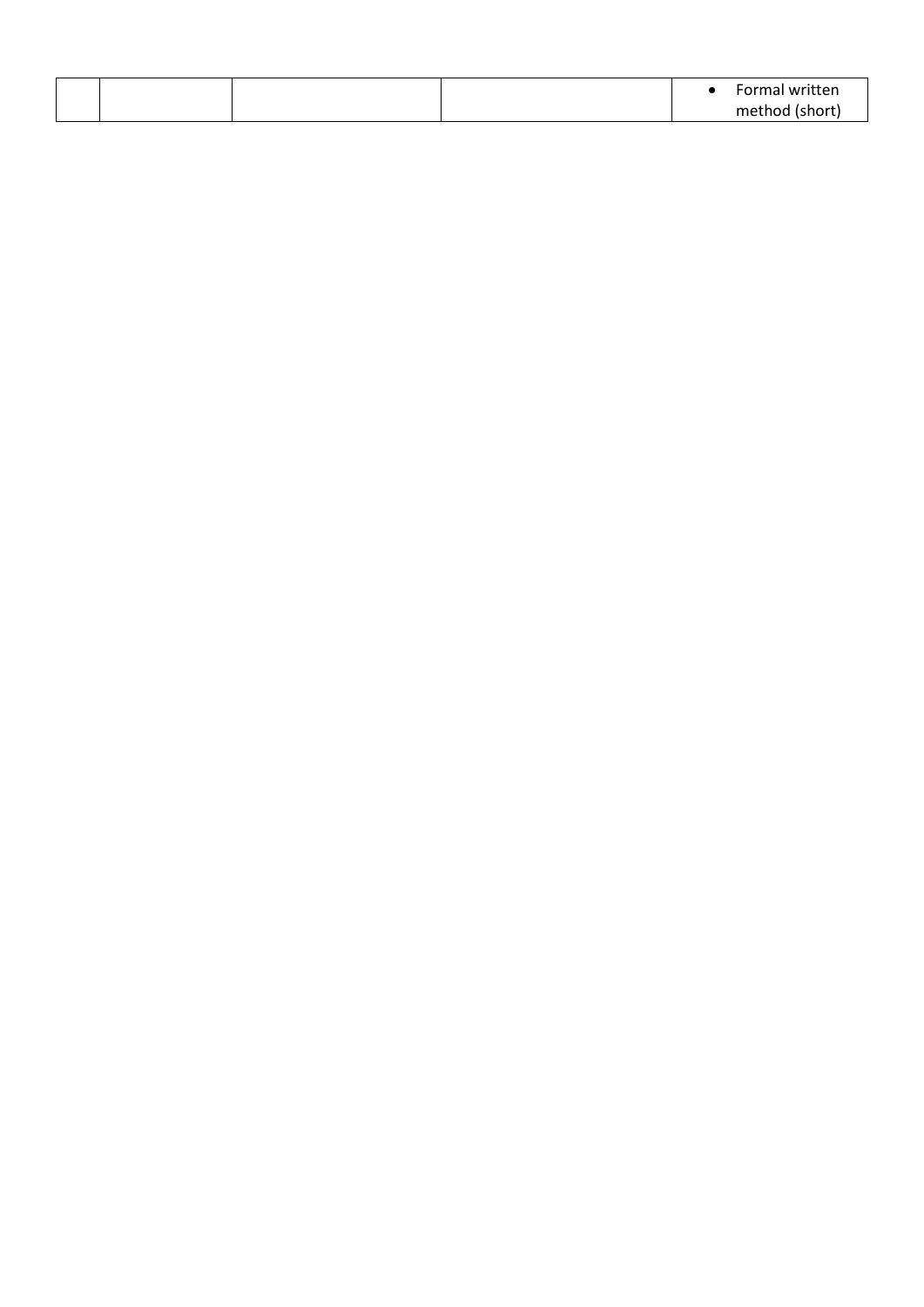| | | | | |
|---|---|---|---|---|
| | | | | • Formal written method (short) |